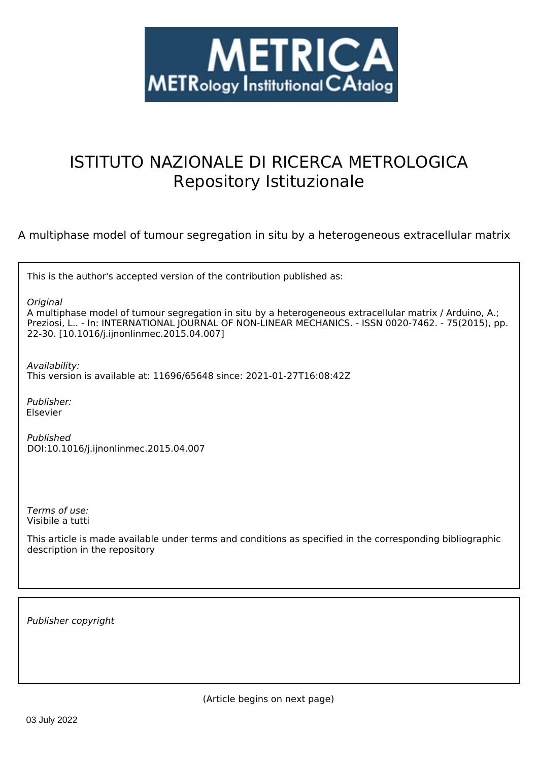METRICA

METRology Institutional CAtalog

# ISTITUTO NAZIONALE DI RICERCA METROLOGICA
# Repository Istituzionale

A multiphase model of tumour segregation in situ by a heterogeneous extracellular matrix

This is the author's accepted version of the contribution published as:

*Original*
A multiphase model of tumour segregation in situ by a heterogeneous extracellular matrix / Arduino, A.; Preziosi, L.. - In: INTERNATIONAL JOURNAL OF NON-LINEAR MECHANICS. - ISSN 0020-7462. - 75(2015), pp. 22-30. [10.1016/j.ijnonlinmec.2015.04.007]

*Availability:*
This version is available at: 11696/65648 since: 2021-01-27T16:08:42Z

*Publisher:*
Elsevier

*Published*
DOI:10.1016/j.ijnonlinmec.2015.04.007

*Terms of use:*
Visibile a tutti

This article is made available under terms and conditions as specified in the corresponding bibliographic description in the repository

*Publisher copyright*

(Article begins on next page)

03 July 2022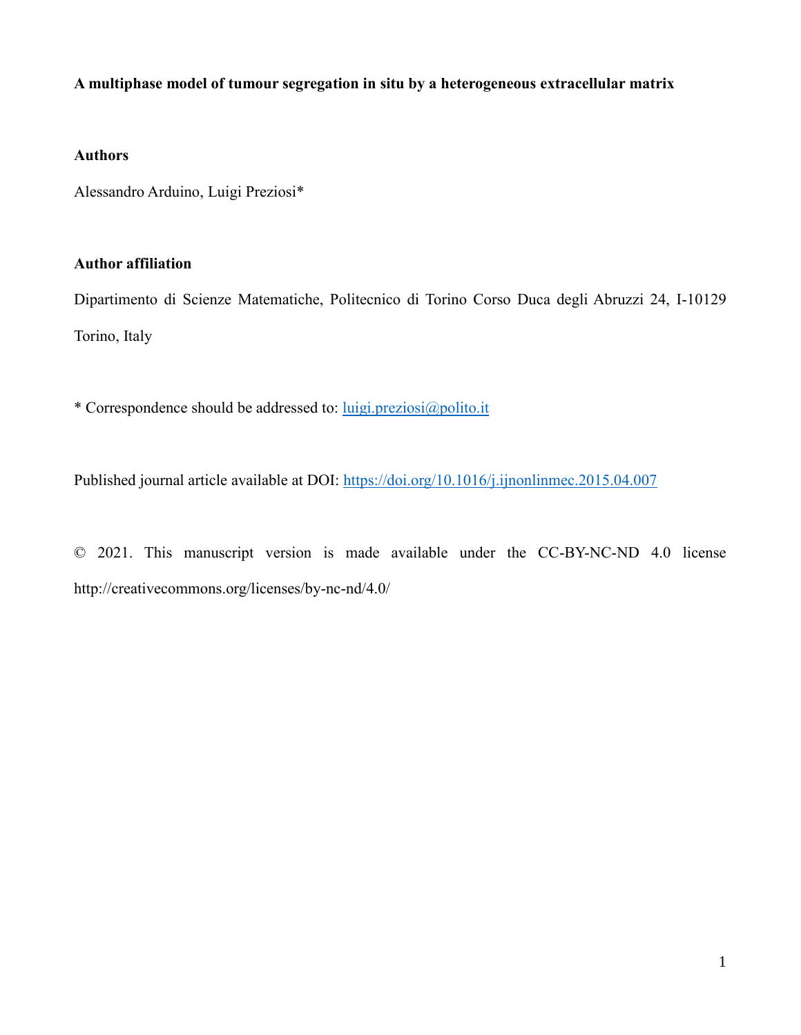**A multiphase model of tumour segregation in situ by a heterogeneous extracellular matrix**

**Authors**

Alessandro Arduino, Luigi Preziosi*

**Author affiliation**

Dipartimento di Scienze Matematiche, Politecnico di Torino Corso Duca degli Abruzzi 24, I-10129 Torino, Italy

* Correspondence should be addressed to: luigi.preziosi@polito.it

Published journal article available at DOI: https://doi.org/10.1016/j.ijnonlinmec.2015.04.007

© 2021. This manuscript version is made available under the CC-BY-NC-ND 4.0 license http://creativecommons.org/licenses/by-nc-nd/4.0/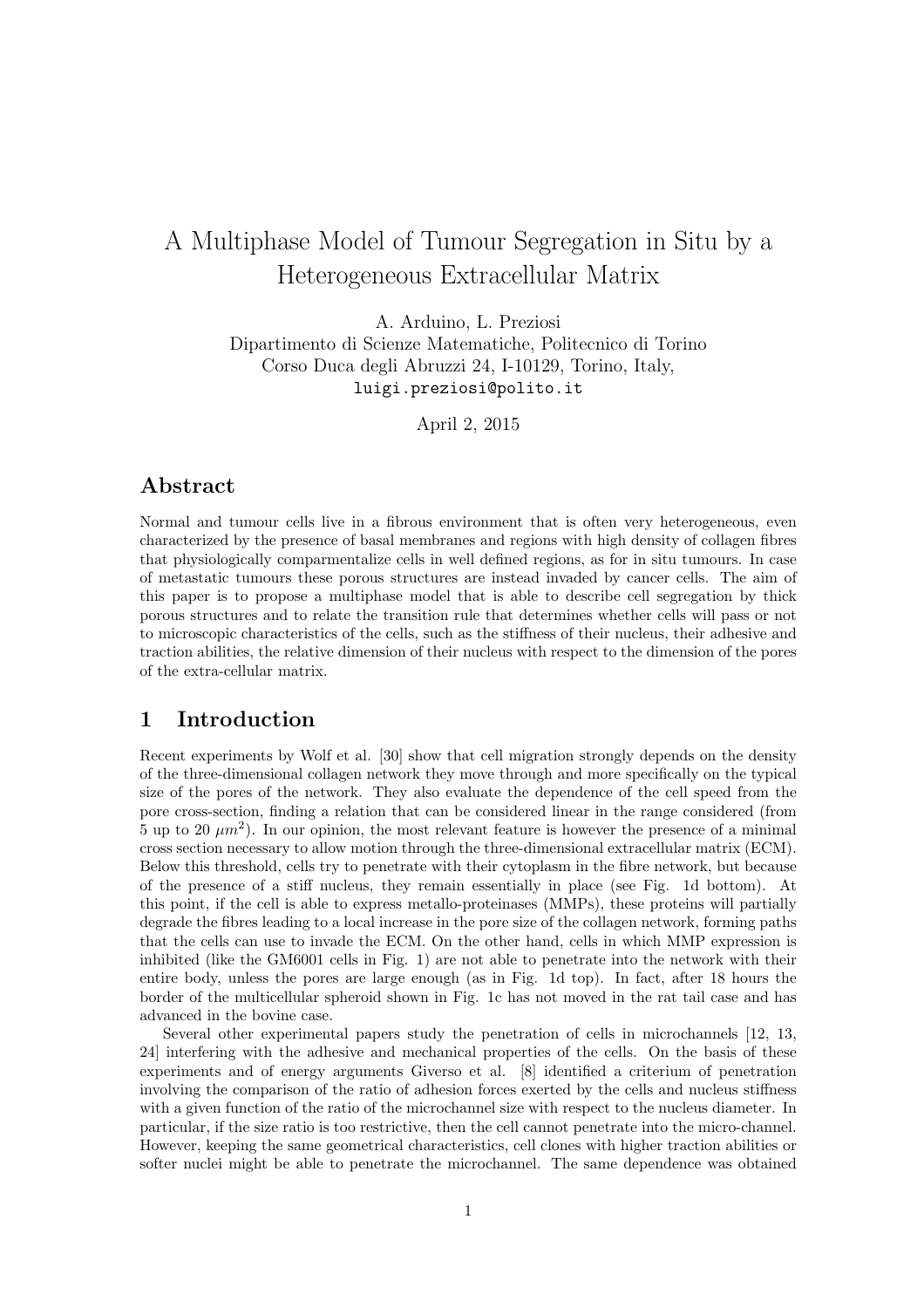# A Multiphase Model of Tumour Segregation in Situ by a Heterogeneous Extracellular Matrix

A. Arduino, L. Preziosi  
Dipartimento di Scienze Matematiche, Politecnico di Torino  
Corso Duca degli Abruzzi 24, I-10129, Torino, Italy,  
luigi.preziosi@polito.it

April 2, 2015

## Abstract

Normal and tumour cells live in a fibrous environment that is often very heterogeneous, even characterized by the presence of basal membranes and regions with high density of collagen fibres that physiologically comparmentalize cells in well defined regions, as for in situ tumours. In case of metastatic tumours these porous structures are instead invaded by cancer cells. The aim of this paper is to propose a multiphase model that is able to describe cell segregation by thick porous structures and to relate the transition rule that determines whether cells will pass or not to microscopic characteristics of the cells, such as the stiffness of their nucleus, their adhesive and traction abilities, the relative dimension of their nucleus with respect to the dimension of the pores of the extra-cellular matrix.

## 1 Introduction

Recent experiments by Wolf et al. [30] show that cell migration strongly depends on the density of the three-dimensional collagen network they move through and more specifically on the typical size of the pores of the network. They also evaluate the dependence of the cell speed from the pore cross-section, finding a relation that can be considered linear in the range considered (from 5 up to 20 $\mu m^2$). In our opinion, the most relevant feature is however the presence of a minimal cross section necessary to allow motion through the three-dimensional extracellular matrix (ECM). Below this threshold, cells try to penetrate with their cytoplasm in the fibre network, but because of the presence of a stiff nucleus, they remain essentially in place (see Fig. 1d bottom). At this point, if the cell is able to express metallo-proteinases (MMPs), these proteins will partially degrade the fibres leading to a local increase in the pore size of the collagen network, forming paths that the cells can use to invade the ECM. On the other hand, cells in which MMP expression is inhibited (like the GM6001 cells in Fig. 1) are not able to penetrate into the network with their entire body, unless the pores are large enough (as in Fig. 1d top). In fact, after 18 hours the border of the multicellular spheroid shown in Fig. 1c has not moved in the rat tail case and has advanced in the bovine case.

Several other experimental papers study the penetration of cells in microchannels [12, 13, 24] interfering with the adhesive and mechanical properties of the cells. On the basis of these experiments and of energy arguments Giverso et al. [8] identified a criterium of penetration involving the comparison of the ratio of adhesion forces exerted by the cells and nucleus stiffness with a given function of the ratio of the microchannel size with respect to the nucleus diameter. In particular, if the size ratio is too restrictive, then the cell cannot penetrate into the micro-channel. However, keeping the same geometrical characteristics, cell clones with higher traction abilities or softer nuclei might be able to penetrate the microchannel. The same dependence was obtained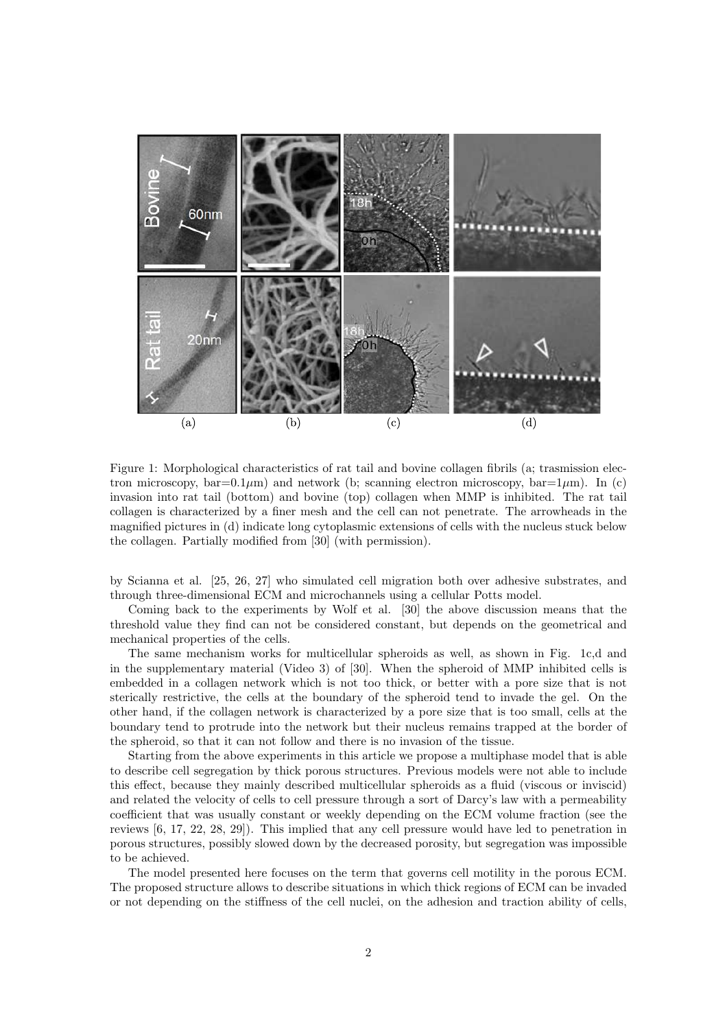Figure 1: Morphological characteristics of rat tail and bovine collagen fibrils (a; trasmission electron microscopy, bar=0.1$\mu$m) and network (b; scanning electron microscopy, bar=1$\mu$m). In (c) invasion into rat tail (bottom) and bovine (top) collagen when MMP is inhibited. The rat tail collagen is characterized by a finer mesh and the cell can not penetrate. The arrowheads in the magnified pictures in (d) indicate long cytoplasmic extensions of cells with the nucleus stuck below the collagen. Partially modified from [30] (with permission).

by Scianna et al. [25, 26, 27] who simulated cell migration both over adhesive substrates, and through three-dimensional ECM and microchannels using a cellular Potts model.

Coming back to the experiments by Wolf et al. [30] the above discussion means that the threshold value they find can not be considered constant, but depends on the geometrical and mechanical properties of the cells.

The same mechanism works for multicellular spheroids as well, as shown in Fig. 1c,d and in the supplementary material (Video 3) of [30]. When the spheroid of MMP inhibited cells is embedded in a collagen network which is not too thick, or better with a pore size that is not sterically restrictive, the cells at the boundary of the spheroid tend to invade the gel. On the other hand, if the collagen network is characterized by a pore size that is too small, cells at the boundary tend to protrude into the network but their nucleus remains trapped at the border of the spheroid, so that it can not follow and there is no invasion of the tissue.

Starting from the above experiments in this article we propose a multiphase model that is able to describe cell segregation by thick porous structures. Previous models were not able to include this effect, because they mainly described multicellular spheroids as a fluid (viscous or inviscid) and related the velocity of cells to cell pressure through a sort of Darcy's law with a permeability coefficient that was usually constant or weekly depending on the ECM volume fraction (see the reviews [6, 17, 22, 28, 29]). This implied that any cell pressure would have led to penetration in porous structures, possibly slowed down by the decreased porosity, but segregation was impossible to be achieved.

The model presented here focuses on the term that governs cell motility in the porous ECM. The proposed structure allows to describe situations in which thick regions of ECM can be invaded or not depending on the stiffness of the cell nuclei, on the adhesion and traction ability of cells,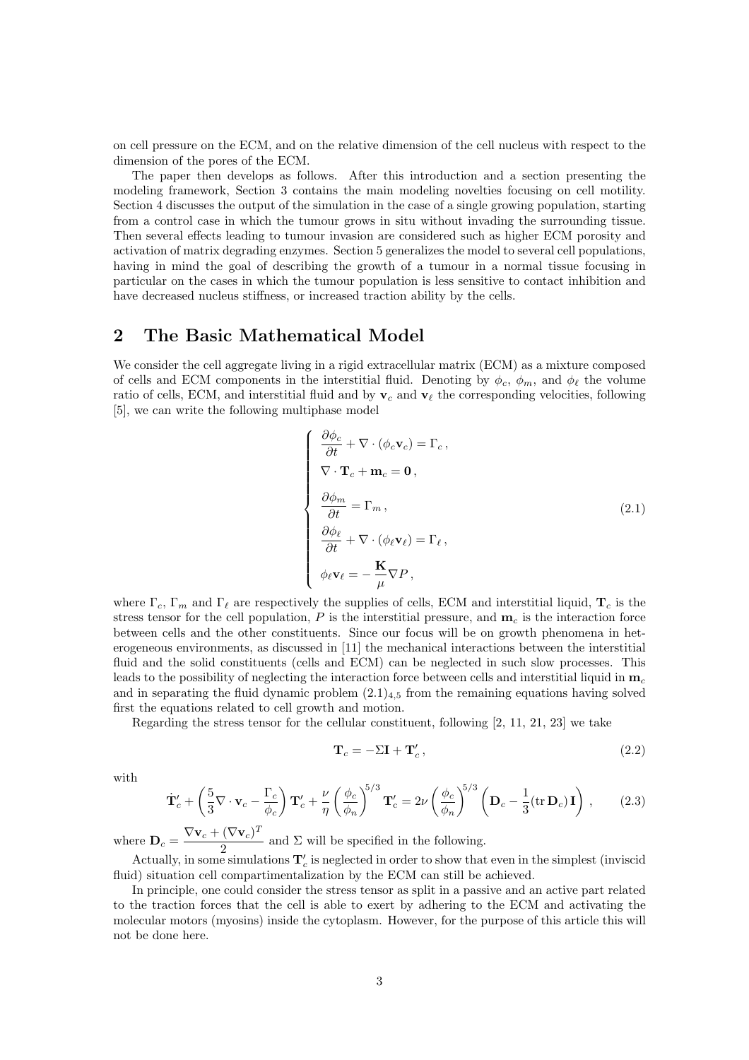on cell pressure on the ECM, and on the relative dimension of the cell nucleus with respect to the dimension of the pores of the ECM.

The paper then develops as follows. After this introduction and a section presenting the modeling framework, Section 3 contains the main modeling novelties focusing on cell motility. Section 4 discusses the output of the simulation in the case of a single growing population, starting from a control case in which the tumour grows in situ without invading the surrounding tissue. Then several effects leading to tumour invasion are considered such as higher ECM porosity and activation of matrix degrading enzymes. Section 5 generalizes the model to several cell populations, having in mind the goal of describing the growth of a tumour in a normal tissue focusing in particular on the cases in which the tumour population is less sensitive to contact inhibition and have decreased nucleus stiffness, or increased traction ability by the cells.

## 2 The Basic Mathematical Model

We consider the cell aggregate living in a rigid extracellular matrix (ECM) as a mixture composed of cells and ECM components in the interstitial fluid. Denoting by $\phi_c$, $\phi_m$, and $\phi_\ell$ the volume ratio of cells, ECM, and interstitial fluid and by $\mathbf{v}_c$ and $\mathbf{v}_\ell$ the corresponding velocities, following [5], we can write the following multiphase model

$$
\left\{
\begin{array}{l}
\dfrac{\partial \phi_c}{\partial t} + \nabla \cdot (\phi_c \mathbf{v}_c) = \Gamma_c \,, \\[2mm]
\nabla \cdot \mathbf{T}_c + \mathbf{m}_c = \mathbf{0} \,, \\[2mm]
\dfrac{\partial \phi_m}{\partial t} = \Gamma_m \,, \\[2mm]
\dfrac{\partial \phi_\ell}{\partial t} + \nabla \cdot (\phi_\ell \mathbf{v}_\ell) = \Gamma_\ell \,, \\[2mm]
\phi_\ell \mathbf{v}_\ell = -\dfrac{\mathbf{K}}{\mu} \nabla P \,,
\end{array}
\right.
\tag{2.1}
$$

where $\Gamma_c$, $\Gamma_m$ and $\Gamma_\ell$ are respectively the supplies of cells, ECM and interstitial liquid, $\mathbf{T}_c$ is the stress tensor for the cell population, $P$ is the interstitial pressure, and $\mathbf{m}_c$ is the interaction force between cells and the other constituents. Since our focus will be on growth phenomena in heterogeneous environments, as discussed in [11] the mechanical interactions between the interstitial fluid and the solid constituents (cells and ECM) can be neglected in such slow processes. This leads to the possibility of neglecting the interaction force between cells and interstitial liquid in $\mathbf{m}_c$ and in separating the fluid dynamic problem $(2.1)_{4,5}$ from the remaining equations having solved first the equations related to cell growth and motion.

Regarding the stress tensor for the cellular constituent, following [2, 11, 21, 23] we take

$$
\mathbf{T}_c = -\Sigma \mathbf{I} + \mathbf{T}'_c \,, \tag{2.2}
$$

with

$$
\dot{\mathbf{T}}'_c + \left( \frac{5}{3} \nabla \cdot \mathbf{v}_c - \frac{\Gamma_c}{\phi_c} \right) \mathbf{T}'_c + \frac{\nu}{\eta} \left( \frac{\phi_c}{\phi_n} \right)^{5/3} \mathbf{T}'_c = 2\nu \left( \frac{\phi_c}{\phi_n} \right)^{5/3} \left( \mathbf{D}_c - \frac{1}{3} (\mathrm{tr}\, \mathbf{D}_c) \mathbf{I} \right) \,, \tag{2.3}
$$

where $\mathbf{D}_c = \dfrac{\nabla \mathbf{v}_c + (\nabla \mathbf{v}_c)^T}{2}$ and $\Sigma$ will be specified in the following.

Actually, in some simulations $\mathbf{T}'_c$ is neglected in order to show that even in the simplest (inviscid fluid) situation cell compartimentalization by the ECM can still be achieved.

In principle, one could consider the stress tensor as split in a passive and an active part related to the traction forces that the cell is able to exert by adhering to the ECM and activating the molecular motors (myosins) inside the cytoplasm. However, for the purpose of this article this will not be done here.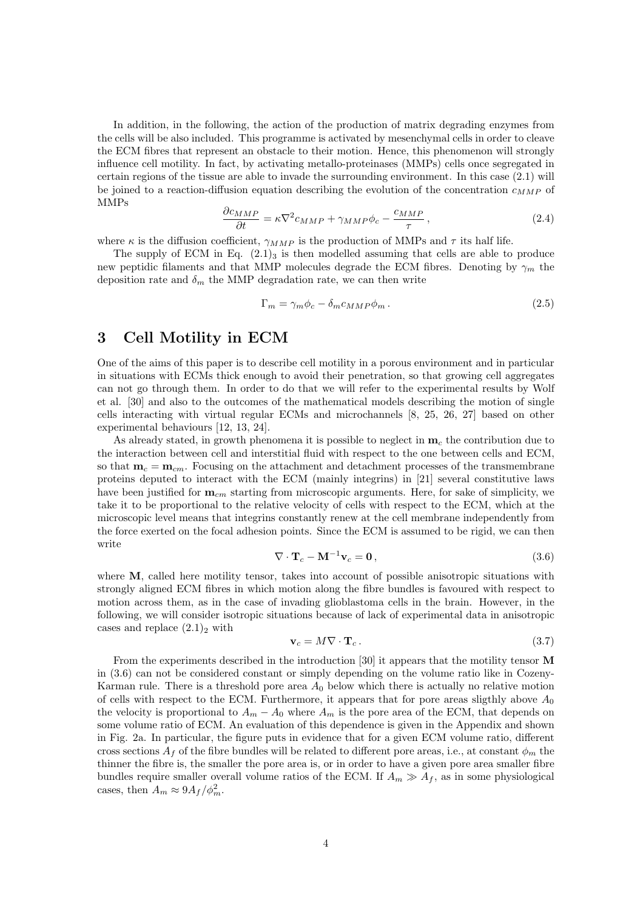In addition, in the following, the action of the production of matrix degrading enzymes from the cells will be also included. This programme is activated by mesenchymal cells in order to cleave the ECM fibres that represent an obstacle to their motion. Hence, this phenomenon will strongly influence cell motility. In fact, by activating metallo-proteinases (MMPs) cells once segregated in certain regions of the tissue are able to invade the surrounding environment. In this case (2.1) will be joined to a reaction-diffusion equation describing the evolution of the concentration $c_{MMP}$ of MMPs

$$\frac{\partial c_{MMP}}{\partial t} = \kappa \nabla^2 c_{MMP} + \gamma_{MMP} \phi_c - \frac{c_{MMP}}{\tau} \,, \tag{2.4}$$

where $\kappa$ is the diffusion coefficient, $\gamma_{MMP}$ is the production of MMPs and $\tau$ its half life.

The supply of ECM in Eq. $(2.1)_3$ is then modelled assuming that cells are able to produce new peptidic filaments and that MMP molecules degrade the ECM fibres. Denoting by $\gamma_m$ the deposition rate and $\delta_m$ the MMP degradation rate, we can then write

$$\Gamma_m = \gamma_m \phi_c - \delta_m c_{MMP} \phi_m \,. \tag{2.5}$$

# 3 Cell Motility in ECM

One of the aims of this paper is to describe cell motility in a porous environment and in particular in situations with ECMs thick enough to avoid their penetration, so that growing cell aggregates can not go through them. In order to do that we will refer to the experimental results by Wolf et al. [30] and also to the outcomes of the mathematical models describing the motion of single cells interacting with virtual regular ECMs and microchannels [8, 25, 26, 27] based on other experimental behaviours [12, 13, 24].

As already stated, in growth phenomena it is possible to neglect in $\mathbf{m}_c$ the contribution due to the interaction between cell and interstitial fluid with respect to the one between cells and ECM, so that $\mathbf{m}_c = \mathbf{m}_{cm}$. Focusing on the attachment and detachment processes of the transmembrane proteins deputed to interact with the ECM (mainly integrins) in [21] several constitutive laws have been justified for $\mathbf{m}_{cm}$ starting from microscopic arguments. Here, for sake of simplicity, we take it to be proportional to the relative velocity of cells with respect to the ECM, which at the microscopic level means that integrins constantly renew at the cell membrane independently from the force exerted on the focal adhesion points. Since the ECM is assumed to be rigid, we can then write

$$\nabla \cdot \mathbf{T}_c - \mathbf{M}^{-1} \mathbf{v}_c = \mathbf{0} \,, \tag{3.6}$$

where $\mathbf{M}$, called here motility tensor, takes into account of possible anisotropic situations with strongly aligned ECM fibres in which motion along the fibre bundles is favoured with respect to motion across them, as in the case of invading glioblastoma cells in the brain. However, in the following, we will consider isotropic situations because of lack of experimental data in anisotropic cases and replace $(2.1)_2$ with

$$\mathbf{v}_c = M \nabla \cdot \mathbf{T}_c \,. \tag{3.7}$$

From the experiments described in the introduction [30] it appears that the motility tensor $\mathbf{M}$ in (3.6) can not be considered constant or simply depending on the volume ratio like in Cozeny-Karman rule. There is a threshold pore area $A_0$ below which there is actually no relative motion of cells with respect to the ECM. Furthermore, it appears that for pore areas sligthly above $A_0$ the velocity is proportional to $A_m - A_0$ where $A_m$ is the pore area of the ECM, that depends on some volume ratio of ECM. An evaluation of this dependence is given in the Appendix and shown in Fig. 2a. In particular, the figure puts in evidence that for a given ECM volume ratio, different cross sections $A_f$ of the fibre bundles will be related to different pore areas, i.e., at constant $\phi_m$ the thinner the fibre is, the smaller the pore area is, or in order to have a given pore area smaller fibre bundles require smaller overall volume ratios of the ECM. If $A_m \gg A_f$, as in some physiological cases, then $A_m \approx 9A_f/\phi_m^2$.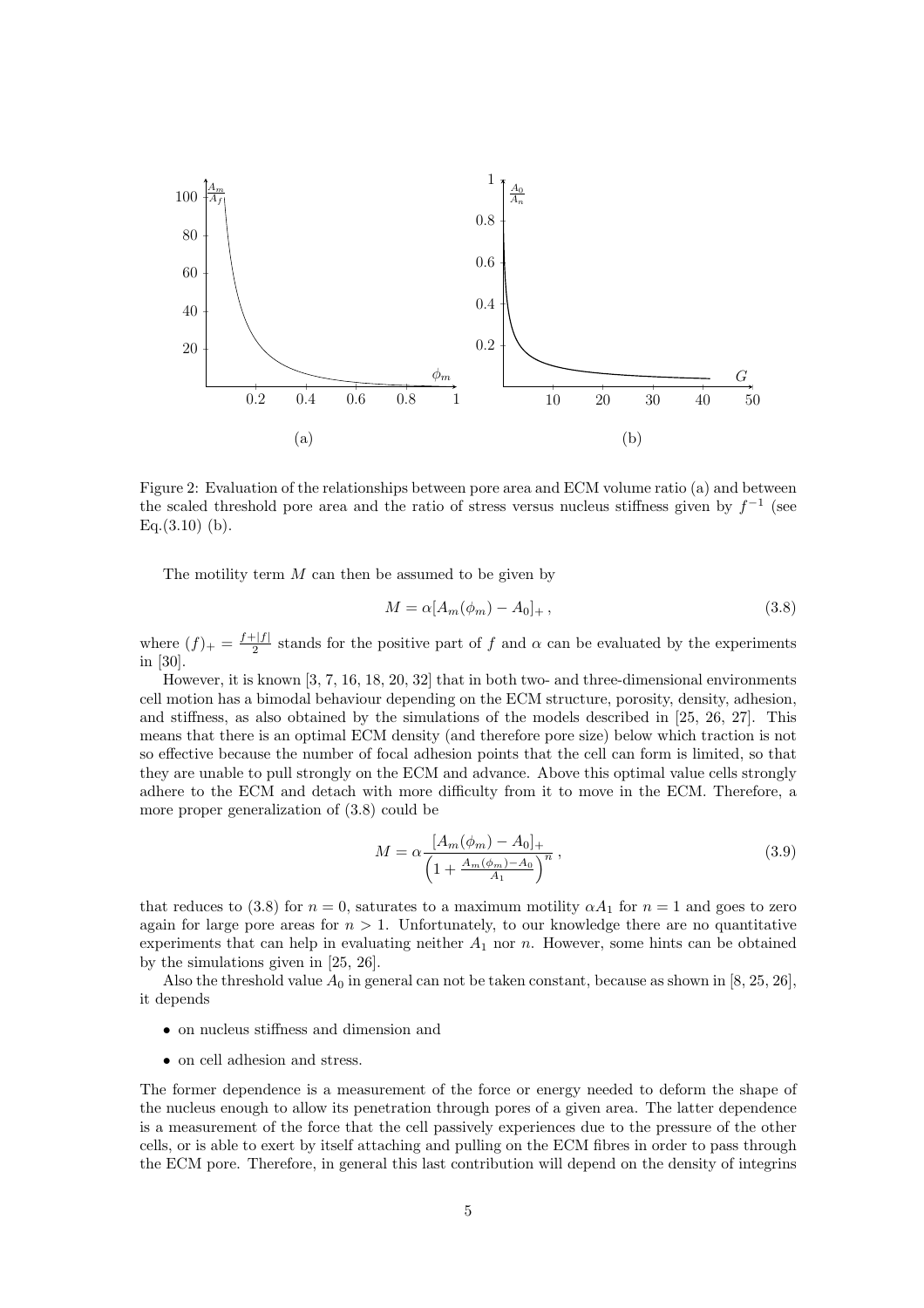Figure 2: Evaluation of the relationships between pore area and ECM volume ratio (a) and between the scaled threshold pore area and the ratio of stress versus nucleus stiffness given by $f^{-1}$ (see Eq.(3.10) (b).

The motility term $M$ can then be assumed to be given by

$$M = \alpha [A_m(\phi_m) - A_0]_+ \,, \tag{3.8}$$

where $(f)_+ = \frac{f+|f|}{2}$ stands for the positive part of $f$ and $\alpha$ can be evaluated by the experiments in [30].

However, it is known [3, 7, 16, 18, 20, 32] that in both two- and three-dimensional environments cell motion has a bimodal behaviour depending on the ECM structure, porosity, density, adhesion, and stiffness, as also obtained by the simulations of the models described in [25, 26, 27]. This means that there is an optimal ECM density (and therefore pore size) below which traction is not so effective because the number of focal adhesion points that the cell can form is limited, so that they are unable to pull strongly on the ECM and advance. Above this optimal value cells strongly adhere to the ECM and detach with more difficulty from it to move in the ECM. Therefore, a more proper generalization of (3.8) could be

$$M = \alpha \frac{[A_m(\phi_m) - A_0]_+}{\left(1 + \frac{A_m(\phi_m) - A_0}{A_1}\right)^n} \,, \tag{3.9}$$

that reduces to (3.8) for $n = 0$, saturates to a maximum motility $\alpha A_1$ for $n = 1$ and goes to zero again for large pore areas for $n > 1$. Unfortunately, to our knowledge there are no quantitative experiments that can help in evaluating neither $A_1$ nor $n$. However, some hints can be obtained by the simulations given in [25, 26].

Also the threshold value $A_0$ in general can not be taken constant, because as shown in [8, 25, 26], it depends

- on nucleus stiffness and dimension and
- on cell adhesion and stress.

The former dependence is a measurement of the force or energy needed to deform the shape of the nucleus enough to allow its penetration through pores of a given area. The latter dependence is a measurement of the force that the cell passively experiences due to the pressure of the other cells, or is able to exert by itself attaching and pulling on the ECM fibres in order to pass through the ECM pore. Therefore, in general this last contribution will depend on the density of integrins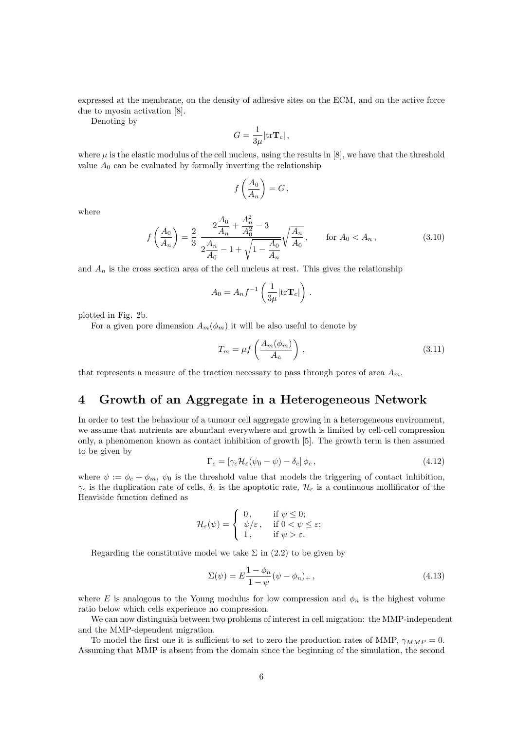expressed at the membrane, on the density of adhesive sites on the ECM, and on the active force due to myosin activation [8].

Denoting by

$$G = \frac{1}{3\mu}|\mathrm{tr}\mathbf{T}_c|\,,$$

where $\mu$ is the elastic modulus of the cell nucleus, using the results in [8], we have that the threshold value $A_0$ can be evaluated by formally inverting the relationship

$$f\left(\frac{A_0}{A_n}\right) = G\,,$$

where

$$f\left(\frac{A_0}{A_n}\right) = \frac{2}{3}\,\frac{2\dfrac{A_0}{A_n} + \dfrac{A_n^2}{A_0^2} - 3}{2\dfrac{A_n}{A_0} - 1 + \sqrt{1 - \dfrac{A_0}{A_n}}}\sqrt{\frac{A_n}{A_0}}\,, \qquad \text{for } A_0 < A_n\,, \tag{3.10}$$

and $A_n$ is the cross section area of the cell nucleus at rest. This gives the relationship

$$A_0 = A_n f^{-1}\left(\frac{1}{3\mu}|\mathrm{tr}\mathbf{T}_c|\right)\,.$$

plotted in Fig. 2b.

For a given pore dimension $A_m(\phi_m)$ it will be also useful to denote by

$$T_m = \mu f\left(\frac{A_m(\phi_m)}{A_n}\right)\,, \tag{3.11}$$

that represents a measure of the traction necessary to pass through pores of area $A_m$.

# 4 Growth of an Aggregate in a Heterogeneous Network

In order to test the behaviour of a tumour cell aggregate growing in a heterogeneous environment, we assume that nutrients are abundant everywhere and growth is limited by cell-cell compression only, a phenomenon known as contact inhibition of growth [5]. The growth term is then assumed to be given by

$$\Gamma_c = \left[\gamma_c \mathcal{H}_\varepsilon(\psi_0 - \psi) - \delta_c\right]\phi_c\,, \tag{4.12}$$

where $\psi := \phi_c + \phi_m$, $\psi_0$ is the threshold value that models the triggering of contact inhibition, $\gamma_c$ is the duplication rate of cells, $\delta_c$ is the apoptotic rate, $\mathcal{H}_\varepsilon$ is a continuous mollificator of the Heaviside function defined as

$$\mathcal{H}_\varepsilon(\psi) = \begin{cases} 0\,, & \text{if } \psi \le 0; \\ \psi/\varepsilon\,, & \text{if } 0 < \psi \le \varepsilon; \\ 1\,, & \text{if } \psi > \varepsilon. \end{cases}$$

Regarding the constitutive model we take $\Sigma$ in (2.2) to be given by

$$\Sigma(\psi) = E\frac{1 - \phi_n}{1 - \psi}(\psi - \phi_n)_+\,, \tag{4.13}$$

where $E$ is analogous to the Young modulus for low compression and $\phi_n$ is the highest volume ratio below which cells experience no compression.

We can now distinguish between two problems of interest in cell migration: the MMP-independent and the MMP-dependent migration.

To model the first one it is sufficient to set to zero the production rates of MMP, $\gamma_{MMP} = 0$. Assuming that MMP is absent from the domain since the beginning of the simulation, the second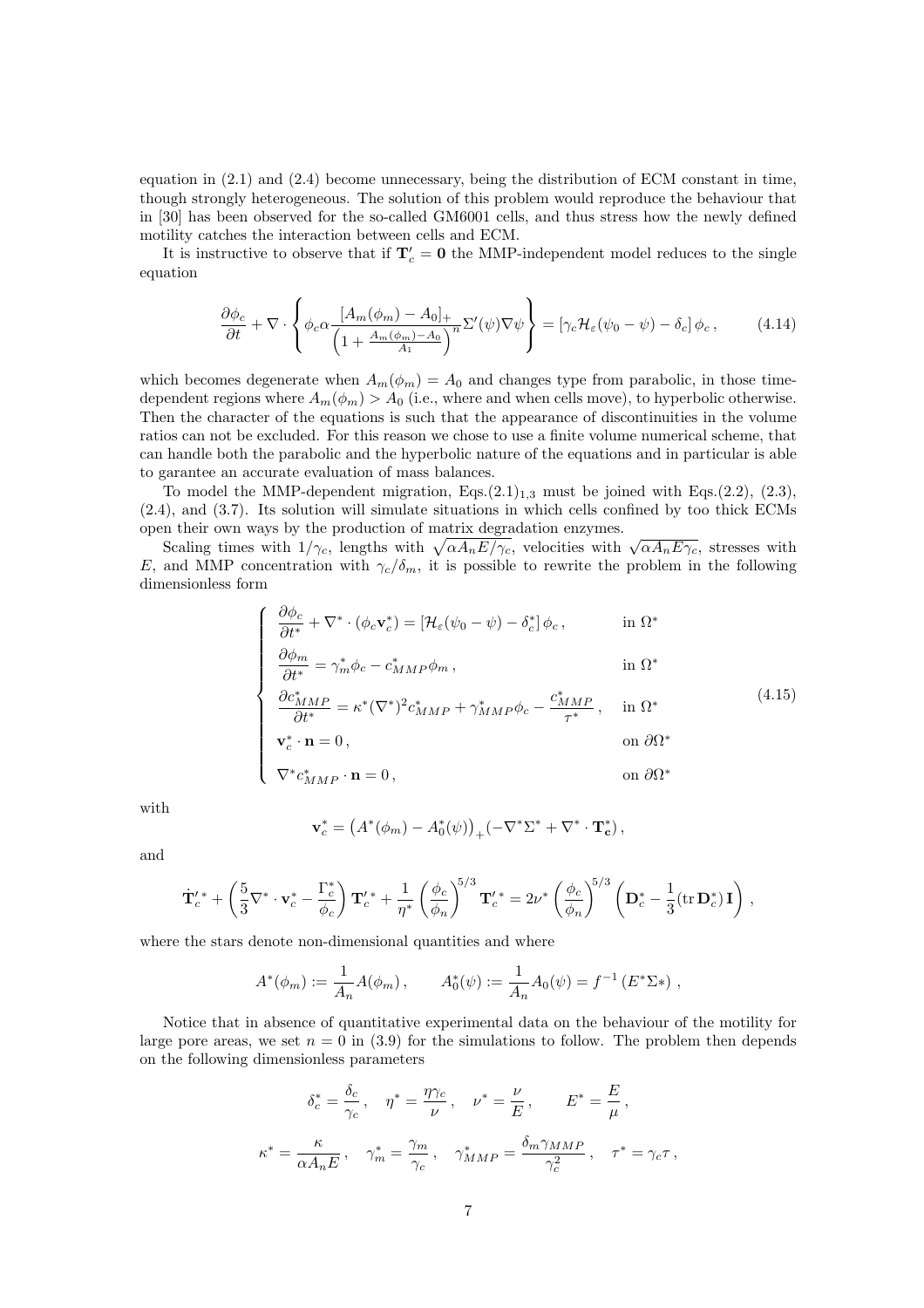equation in (2.1) and (2.4) become unnecessary, being the distribution of ECM constant in time, though strongly heterogeneous. The solution of this problem would reproduce the behaviour that in [30] has been observed for the so-called GM6001 cells, and thus stress how the newly defined motility catches the interaction between cells and ECM.

It is instructive to observe that if $\mathbf{T}_c' = \mathbf{0}$ the MMP-independent model reduces to the single equation

$$\frac{\partial \phi_c}{\partial t} + \nabla \cdot \left\{ \phi_c \alpha \frac{[A_m(\phi_m) - A_0]_+}{\left(1 + \frac{A_m(\phi_m) - A_0}{A_1}\right)^n} \Sigma'(\psi) \nabla \psi \right\} = \left[\gamma_c \mathcal{H}_\varepsilon(\psi_0 - \psi) - \delta_c\right] \phi_c \,, \tag{4.14}$$

which becomes degenerate when $A_m(\phi_m) = A_0$ and changes type from parabolic, in those time-dependent regions where $A_m(\phi_m) > A_0$ (i.e., where and when cells move), to hyperbolic otherwise. Then the character of the equations is such that the appearance of discontinuities in the volume ratios can not be excluded. For this reason we chose to use a finite volume numerical scheme, that can handle both the parabolic and the hyperbolic nature of the equations and in particular is able to garantee an accurate evaluation of mass balances.

To model the MMP-dependent migration, Eqs.$(2.1)_{1,3}$ must be joined with Eqs.(2.2), (2.3), (2.4), and (3.7). Its solution will simulate situations in which cells confined by too thick ECMs open their own ways by the production of matrix degradation enzymes.

Scaling times with $1/\gamma_c$, lengths with $\sqrt{\alpha A_n E/\gamma_c}$, velocities with $\sqrt{\alpha A_n E \gamma_c}$, stresses with $E$, and MMP concentration with $\gamma_c/\delta_m$, it is possible to rewrite the problem in the following dimensionless form

$$\begin{cases} \dfrac{\partial \phi_c}{\partial t^*} + \nabla^* \cdot (\phi_c \mathbf{v}_c^*) = \left[\mathcal{H}_\varepsilon(\psi_0 - \psi) - \delta_c^*\right] \phi_c \,, & \text{in } \Omega^* \\[2mm] \dfrac{\partial \phi_m}{\partial t^*} = \gamma_m^* \phi_c - c_{MMP}^* \phi_m \,, & \text{in } \Omega^* \\[2mm] \dfrac{\partial c_{MMP}^*}{\partial t^*} = \kappa^* (\nabla^*)^2 c_{MMP}^* + \gamma_{MMP}^* \phi_c - \dfrac{c_{MMP}^*}{\tau^*} \,, & \text{in } \Omega^* \\[2mm] \mathbf{v}_c^* \cdot \mathbf{n} = 0 \,, & \text{on } \partial\Omega^* \\[2mm] \nabla^* c_{MMP}^* \cdot \mathbf{n} = 0 \,, & \text{on } \partial\Omega^* \end{cases} \tag{4.15}$$

with

$$\mathbf{v}_c^* = \left(A^*(\phi_m) - A_0^*(\psi)\right)_+ (-\nabla^* \Sigma^* + \nabla^* \cdot \mathbf{T}_\mathbf{c}^*) \,,$$

and

$$\dot{\mathbf{T}}_c'^{\,*} + \left(\frac{5}{3} \nabla^* \cdot \mathbf{v}_c^* - \frac{\Gamma_c^*}{\phi_c}\right) \mathbf{T}_c'^{\,*} + \frac{1}{\eta^*} \left(\frac{\phi_c}{\phi_n}\right)^{5/3} \mathbf{T}_c'^{\,*} = 2\nu^* \left(\frac{\phi_c}{\phi_n}\right)^{5/3} \left(\mathbf{D}_c^* - \frac{1}{3} (\operatorname{tr} \mathbf{D}_c^*) \mathbf{I}\right) \,,$$

where the stars denote non-dimensional quantities and where

$$A^*(\phi_m) := \frac{1}{A_n} A(\phi_m) \,, \qquad A_0^*(\psi) := \frac{1}{A_n} A_0(\psi) = f^{-1}\left(E^* \Sigma *\right) \,,$$

Notice that in absence of quantitative experimental data on the behaviour of the motility for large pore areas, we set $n = 0$ in (3.9) for the simulations to follow. The problem then depends on the following dimensionless parameters

$$\delta_c^* = \frac{\delta_c}{\gamma_c} \,, \quad \eta^* = \frac{\eta \gamma_c}{\nu} \,, \quad \nu^* = \frac{\nu}{E} \,, \qquad E^* = \frac{E}{\mu} \,,$$

$$\kappa^* = \frac{\kappa}{\alpha A_n E} \,, \quad \gamma_m^* = \frac{\gamma_m}{\gamma_c} \,, \quad \gamma_{MMP}^* = \frac{\delta_m \gamma_{MMP}}{\gamma_c^2} \,, \quad \tau^* = \gamma_c \tau \,,$$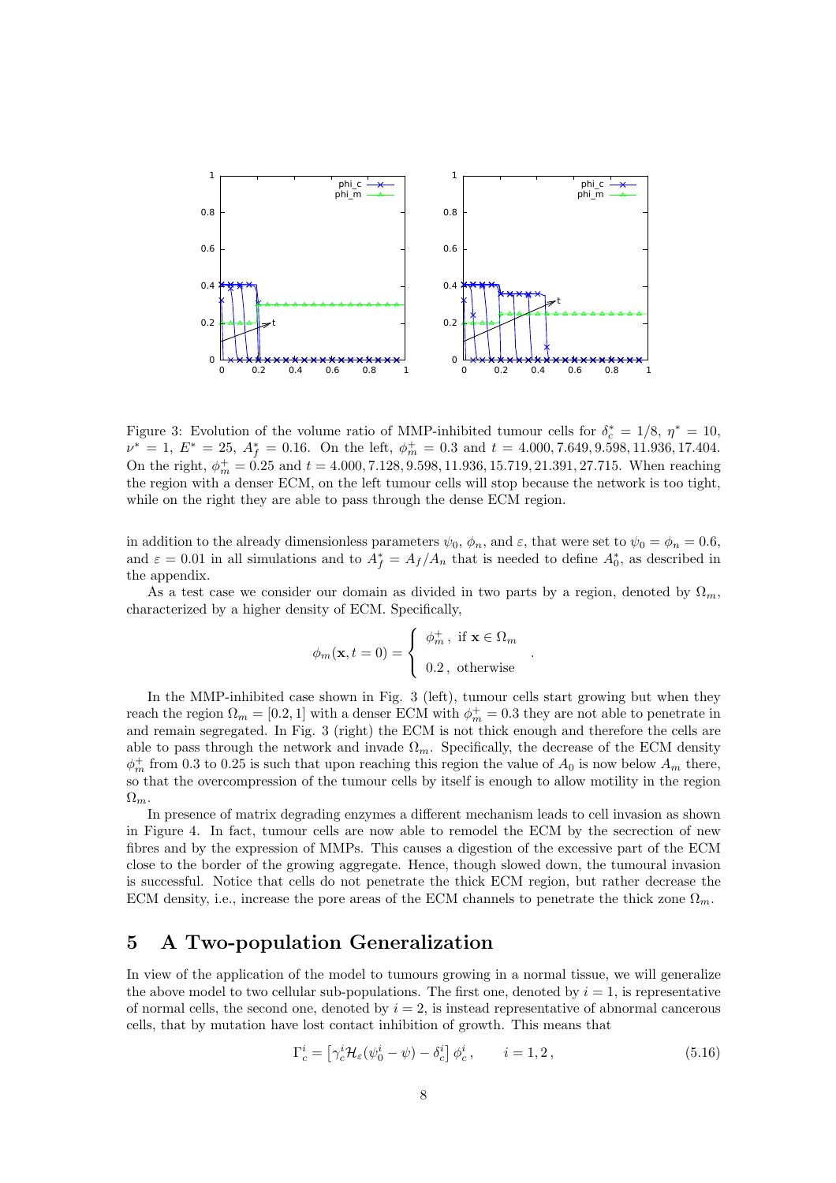Figure 3: Evolution of the volume ratio of MMP-inhibited tumour cells for $\delta_c^* = 1/8$, $\eta^* = 10$, $\nu^* = 1$, $E^* = 25$, $A_f^* = 0.16$. On the left, $\phi_m^+ = 0.3$ and $t = 4.000, 7.649, 9.598, 11.936, 17.404$. On the right, $\phi_m^+ = 0.25$ and $t = 4.000, 7.128, 9.598, 11.936, 15.719, 21.391, 27.715$. When reaching the region with a denser ECM, on the left tumour cells will stop because the network is too tight, while on the right they are able to pass through the dense ECM region.

in addition to the already dimensionless parameters $\psi_0$, $\phi_n$, and $\varepsilon$, that were set to $\psi_0 = \phi_n = 0.6$, and $\varepsilon = 0.01$ in all simulations and to $A_f^* = A_f/A_n$ that is needed to define $A_0^*$, as described in the appendix.

As a test case we consider our domain as divided in two parts by a region, denoted by $\Omega_m$, characterized by a higher density of ECM. Specifically,

$$\phi_m(\mathbf{x}, t = 0) = \begin{cases} \phi_m^+ \,, & \text{if } \mathbf{x} \in \Omega_m \\ 0.2 \,, & \text{otherwise} \end{cases} .$$

In the MMP-inhibited case shown in Fig. 3 (left), tumour cells start growing but when they reach the region $\Omega_m = [0.2, 1]$ with a denser ECM with $\phi_m^+ = 0.3$ they are not able to penetrate in and remain segregated. In Fig. 3 (right) the ECM is not thick enough and therefore the cells are able to pass through the network and invade $\Omega_m$. Specifically, the decrease of the ECM density $\phi_m^+$ from 0.3 to 0.25 is such that upon reaching this region the value of $A_0$ is now below $A_m$ there, so that the overcompression of the tumour cells by itself is enough to allow motility in the region $\Omega_m$.

In presence of matrix degrading enzymes a different mechanism leads to cell invasion as shown in Figure 4. In fact, tumour cells are now able to remodel the ECM by the secretion of new fibres and by the expression of MMPs. This causes a digestion of the excessive part of the ECM close to the border of the growing aggregate. Hence, though slowed down, the tumoural invasion is successful. Notice that cells do not penetrate the thick ECM region, but rather decrease the ECM density, i.e., increase the pore areas of the ECM channels to penetrate the thick zone $\Omega_m$.

## 5 A Two-population Generalization

In view of the application of the model to tumours growing in a normal tissue, we will generalize the above model to two cellular sub-populations. The first one, denoted by $i = 1$, is representative of normal cells, the second one, denoted by $i = 2$, is instead representative of abnormal cancerous cells, that by mutation have lost contact inhibition of growth. This means that

$$\Gamma_c^i = \left[\gamma_c^i \mathcal{H}_\varepsilon(\psi_0^i - \psi) - \delta_c^i\right] \phi_c^i \,, \qquad i = 1, 2 \,, \tag{5.16}$$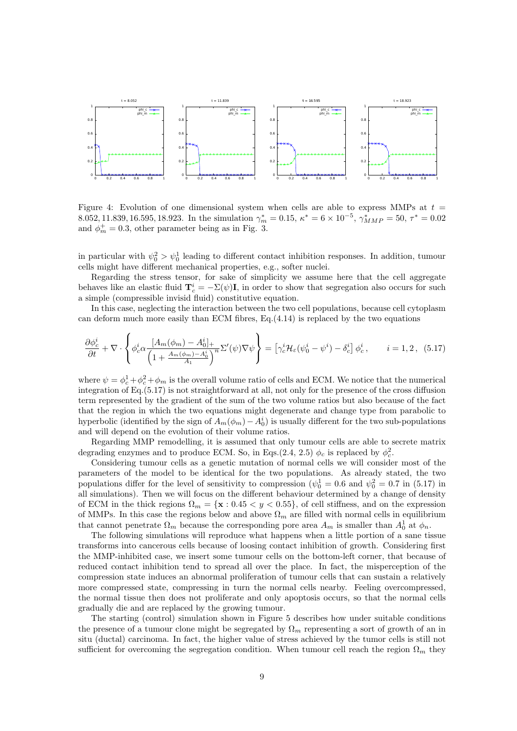Figure 4: Evolution of one dimensional system when cells are able to express MMPs at $t = 8.052, 11.839, 16.595, 18.923$. In the simulation $\gamma_m^* = 0.15$, $\kappa^* = 6 \times 10^{-5}$, $\gamma_{MMP}^* = 50$, $\tau^* = 0.02$ and $\phi_m^+ = 0.3$, other parameter being as in Fig. 3.

in particular with $\psi_0^2 > \psi_0^1$ leading to different contact inhibition responses. In addition, tumour cells might have different mechanical properties, e.g., softer nuclei.

Regarding the stress tensor, for sake of simplicity we assume here that the cell aggregate behaves like an elastic fluid $\mathbf{T}_c^i = -\Sigma(\psi)\mathbf{I}$, in order to show that segregation also occurs for such a simple (compressible invisid fluid) constitutive equation.

In this case, neglecting the interaction between the two cell populations, because cell cytoplasm can deform much more easily than ECM fibres, Eq.(4.14) is replaced by the two equations

$$\frac{\partial \phi_c^i}{\partial t} + \nabla \cdot \left\{ \phi_c^i \alpha \frac{[A_m(\phi_m) - A_0^i]_+}{\left(1 + \frac{A_m(\phi_m) - A_0^i}{A_1}\right)^n} \Sigma'(\psi) \nabla \psi \right\} = \left[\gamma_c^i \mathcal{H}_\varepsilon(\psi_0^i - \psi^i) - \delta_c^i\right] \phi_c^i, \qquad i = 1, 2, \quad (5.17)$$

where $\psi = \phi_c^1 + \phi_c^2 + \phi_m$ is the overall volume ratio of cells and ECM. We notice that the numerical integration of Eq.(5.17) is not straightforward at all, not only for the presence of the cross diffusion term represented by the gradient of the sum of the two volume ratios but also because of the fact that the region in which the two equations might degenerate and change type from parabolic to hyperbolic (identified by the sign of $A_m(\phi_m) - A_0^i$) is usually different for the two sub-populations and will depend on the evolution of their volume ratios.

Regarding MMP remodelling, it is assumed that only tumour cells are able to secrete matrix degrading enzymes and to produce ECM. So, in Eqs.(2.4, 2.5) $\phi_c$ is replaced by $\phi_c^2$.

Considering tumour cells as a genetic mutation of normal cells we will consider most of the parameters of the model to be identical for the two populations. As already stated, the two populations differ for the level of sensitivity to compression ($\psi_0^1 = 0.6$ and $\psi_0^2 = 0.7$ in (5.17) in all simulations). Then we will focus on the different behaviour determined by a change of density of ECM in the thick regions $\Omega_m = \{\mathbf{x} : 0.45 < y < 0.55\}$, of cell stiffness, and on the expression of MMPs. In this case the regions below and above $\Omega_m$ are filled with normal cells in equilibrium that cannot penetrate $\Omega_m$ because the corresponding pore area $A_m$ is smaller than $A_0^1$ at $\phi_n$.

The following simulations will reproduce what happens when a little portion of a sane tissue transforms into cancerous cells because of loosing contact inhibition of growth. Considering first the MMP-inhibited case, we insert some tumour cells on the bottom-left corner, that because of reduced contact inhibition tend to spread all over the place. In fact, the misperception of the compression state induces an abnormal proliferation of tumour cells that can sustain a relatively more compressed state, compressing in turn the normal cells nearby. Feeling overcompressed, the normal tissue then does not proliferate and only apoptosis occurs, so that the normal cells gradually die and are replaced by the growing tumour.

The starting (control) simulation shown in Figure 5 describes how under suitable conditions the presence of a tumour clone might be segregated by $\Omega_m$ representing a sort of growth of an in situ (ductal) carcinoma. In fact, the higher value of stress achieved by the tumor cells is still not sufficient for overcoming the segregation condition. When tumour cell reach the region $\Omega_m$ they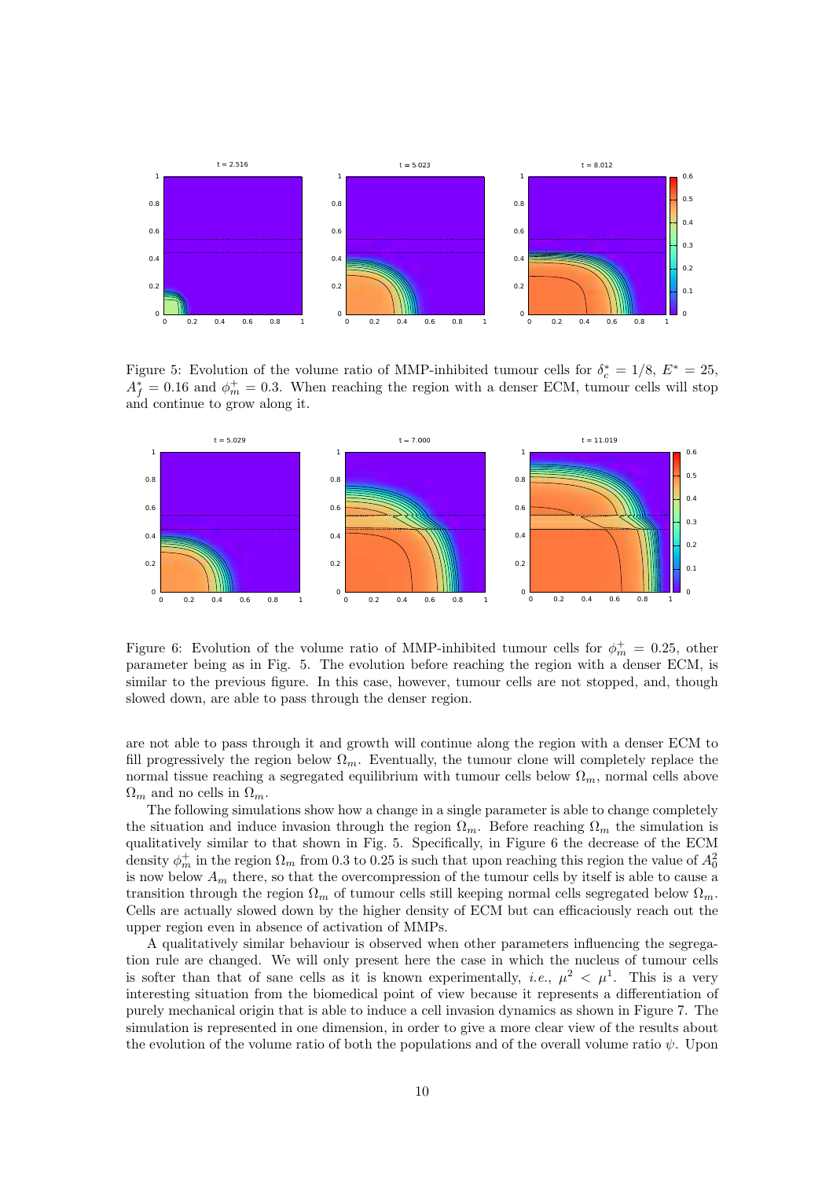Figure 5: Evolution of the volume ratio of MMP-inhibited tumour cells for $\delta_c^* = 1/8$, $E^* = 25$, $A_f^* = 0.16$ and $\phi_m^+ = 0.3$. When reaching the region with a denser ECM, tumour cells will stop and continue to grow along it.

Figure 6: Evolution of the volume ratio of MMP-inhibited tumour cells for $\phi_m^+ = 0.25$, other parameter being as in Fig. 5. The evolution before reaching the region with a denser ECM, is similar to the previous figure. In this case, however, tumour cells are not stopped, and, though slowed down, are able to pass through the denser region.

are not able to pass through it and growth will continue along the region with a denser ECM to fill progressively the region below $\Omega_m$. Eventually, the tumour clone will completely replace the normal tissue reaching a segregated equilibrium with tumour cells below $\Omega_m$, normal cells above $\Omega_m$ and no cells in $\Omega_m$.

The following simulations show how a change in a single parameter is able to change completely the situation and induce invasion through the region $\Omega_m$. Before reaching $\Omega_m$ the simulation is qualitatively similar to that shown in Fig. 5. Specifically, in Figure 6 the decrease of the ECM density $\phi_m^+$ in the region $\Omega_m$ from 0.3 to 0.25 is such that upon reaching this region the value of $A_0^2$ is now below $A_m$ there, so that the overcompression of the tumour cells by itself is able to cause a transition through the region $\Omega_m$ of tumour cells still keeping normal cells segregated below $\Omega_m$. Cells are actually slowed down by the higher density of ECM but can efficaciously reach out the upper region even in absence of activation of MMPs.

A qualitatively similar behaviour is observed when other parameters influencing the segregation rule are changed. We will only present here the case in which the nucleus of tumour cells is softer than that of sane cells as it is known experimentally, *i.e.*, $\mu^2 < \mu^1$. This is a very interesting situation from the biomedical point of view because it represents a differentiation of purely mechanical origin that is able to induce a cell invasion dynamics as shown in Figure 7. The simulation is represented in one dimension, in order to give a more clear view of the results about the evolution of the volume ratio of both the populations and of the overall volume ratio $\psi$. Upon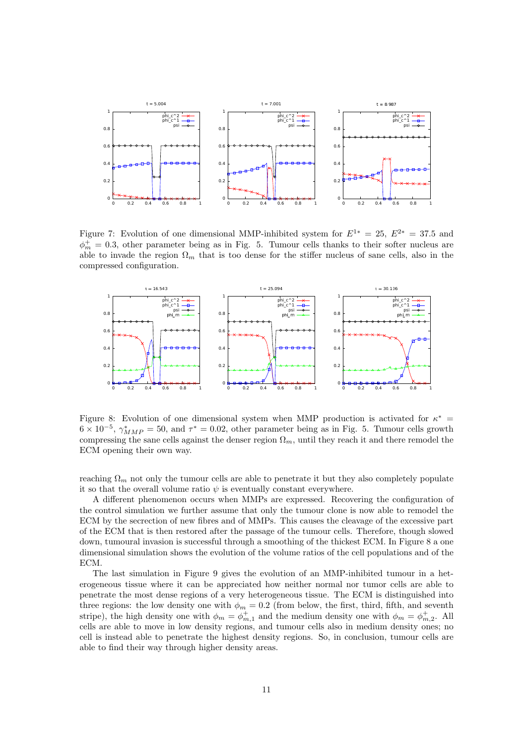Figure 7: Evolution of one dimensional MMP-inhibited system for $E^{1*} = 25$, $E^{2*} = 37.5$ and $\phi_m^+ = 0.3$, other parameter being as in Fig. 5. Tumour cells thanks to their softer nucleus are able to invade the region $\Omega_m$ that is too dense for the stiffer nucleus of sane cells, also in the compressed configuration.

Figure 8: Evolution of one dimensional system when MMP production is activated for $\kappa^* = 6 \times 10^{-5}$, $\gamma^*_{MMP} = 50$, and $\tau^* = 0.02$, other parameter being as in Fig. 5. Tumour cells growth compressing the sane cells against the denser region $\Omega_m$, until they reach it and there remodel the ECM opening their own way.

reaching $\Omega_m$ not only the tumour cells are able to penetrate it but they also completely populate it so that the overall volume ratio $\psi$ is eventually constant everywhere.

A different phenomenon occurs when MMPs are expressed. Recovering the configuration of the control simulation we further assume that only the tumour clone is now able to remodel the ECM by the secrection of new fibres and of MMPs. This causes the cleavage of the excessive part of the ECM that is then restored after the passage of the tumour cells. Therefore, though slowed down, tumoural invasion is successful through a smoothing of the thickest ECM. In Figure 8 a one dimensional simulation shows the evolution of the volume ratios of the cell populations and of the ECM.

The last simulation in Figure 9 gives the evolution of an MMP-inhibited tumour in a heterogeneous tissue where it can be appreciated how neither normal nor tumor cells are able to penetrate the most dense regions of a very heterogeneous tissue. The ECM is distinguished into three regions: the low density one with $\phi_m = 0.2$ (from below, the first, third, fifth, and seventh stripe), the high density one with $\phi_m = \phi^+_{m,1}$ and the medium density one with $\phi_m = \phi^+_{m,2}$. All cells are able to move in low density regions, and tumour cells also in medium density ones; no cell is instead able to penetrate the highest density regions. So, in conclusion, tumour cells are able to find their way through higher density areas.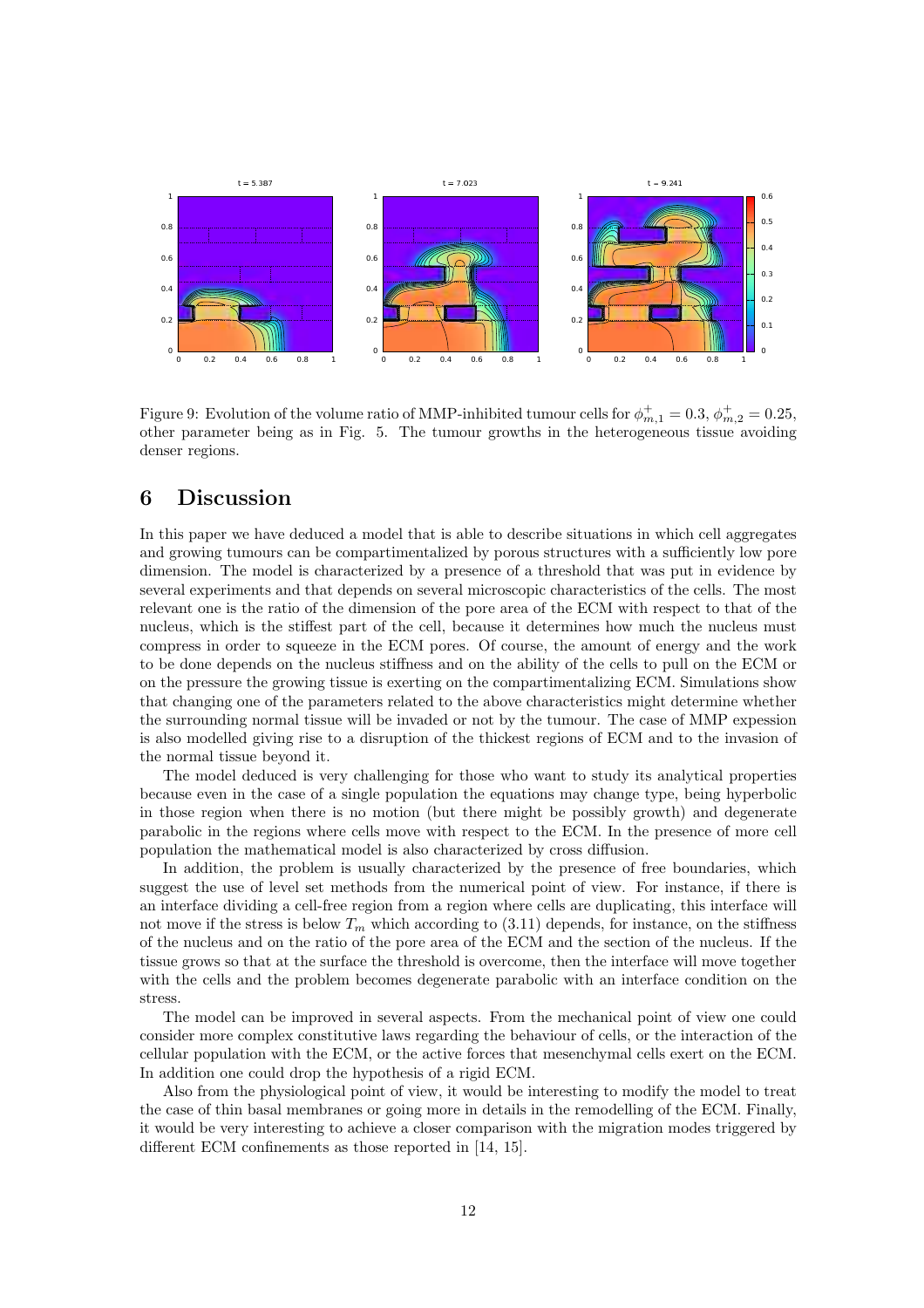t = 5.387

t = 7.023

t = 9.241

Figure 9: Evolution of the volume ratio of MMP-inhibited tumour cells for $\phi^+_{m,1} = 0.3$, $\phi^+_{m,2} = 0.25$, other parameter being as in Fig. 5. The tumour growths in the heterogeneous tissue avoiding denser regions.

## 6 Discussion

In this paper we have deduced a model that is able to describe situations in which cell aggregates and growing tumours can be compartimentalized by porous structures with a sufficiently low pore dimension. The model is characterized by a presence of a threshold that was put in evidence by several experiments and that depends on several microscopic characteristics of the cells. The most relevant one is the ratio of the dimension of the pore area of the ECM with respect to that of the nucleus, which is the stiffest part of the cell, because it determines how much the nucleus must compress in order to squeeze in the ECM pores. Of course, the amount of energy and the work to be done depends on the nucleus stiffness and on the ability of the cells to pull on the ECM or on the pressure the growing tissue is exerting on the compartimentalizing ECM. Simulations show that changing one of the parameters related to the above characteristics might determine whether the surrounding normal tissue will be invaded or not by the tumour. The case of MMP expession is also modelled giving rise to a disruption of the thickest regions of ECM and to the invasion of the normal tissue beyond it.

The model deduced is very challenging for those who want to study its analytical properties because even in the case of a single population the equations may change type, being hyperbolic in those region when there is no motion (but there might be possibly growth) and degenerate parabolic in the regions where cells move with respect to the ECM. In the presence of more cell population the mathematical model is also characterized by cross diffusion.

In addition, the problem is usually characterized by the presence of free boundaries, which suggest the use of level set methods from the numerical point of view. For instance, if there is an interface dividing a cell-free region from a region where cells are duplicating, this interface will not move if the stress is below $T_m$ which according to (3.11) depends, for instance, on the stiffness of the nucleus and on the ratio of the pore area of the ECM and the section of the nucleus. If the tissue grows so that at the surface the threshold is overcome, then the interface will move together with the cells and the problem becomes degenerate parabolic with an interface condition on the stress.

The model can be improved in several aspects. From the mechanical point of view one could consider more complex constitutive laws regarding the behaviour of cells, or the interaction of the cellular population with the ECM, or the active forces that mesenchymal cells exert on the ECM. In addition one could drop the hypothesis of a rigid ECM.

Also from the physiological point of view, it would be interesting to modify the model to treat the case of thin basal membranes or going more in details in the remodelling of the ECM. Finally, it would be very interesting to achieve a closer comparison with the migration modes triggered by different ECM confinements as those reported in [14, 15].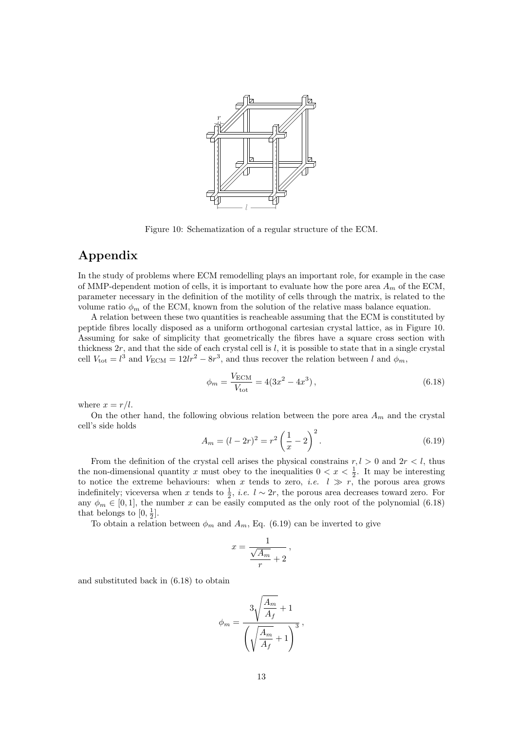Figure 10: Schematization of a regular structure of the ECM.

## Appendix

In the study of problems where ECM remodelling plays an important role, for example in the case of MMP-dependent motion of cells, it is important to evaluate how the pore area $A_m$ of the ECM, parameter necessary in the definition of the motility of cells through the matrix, is related to the volume ratio $\phi_m$ of the ECM, known from the solution of the relative mass balance equation.

A relation between these two quantities is reacheable assuming that the ECM is constituted by peptide fibres locally disposed as a uniform orthogonal cartesian crystal lattice, as in Figure 10. Assuming for sake of simplicity that geometrically the fibres have a square cross section with thickness $2r$, and that the side of each crystal cell is $l$, it is possible to state that in a single crystal cell $V_{\text{tot}} = l^3$ and $V_{\text{ECM}} = 12lr^2 - 8r^3$, and thus recover the relation between $l$ and $\phi_m$,

$$\phi_m = \frac{V_{\text{ECM}}}{V_{\text{tot}}} = 4(3x^2 - 4x^3)\,, \tag{6.18}$$

where $x = r/l$.

On the other hand, the following obvious relation between the pore area $A_m$ and the crystal cell's side holds

$$A_m = (l - 2r)^2 = r^2 \left( \frac{1}{x} - 2 \right)^2 . \tag{6.19}$$

From the definition of the crystal cell arises the physical constrains $r, l > 0$ and $2r < l$, thus the non-dimensional quantity $x$ must obey to the inequalities $0 < x < \frac{1}{2}$. It may be interesting to notice the extreme behaviours: when $x$ tends to zero, *i.e.* $l \gg r$, the porous area grows indefinitely; viceversa when $x$ tends to $\frac{1}{2}$, *i.e.* $l \sim 2r$, the porous area decreases toward zero. For any $\phi_m \in [0, 1]$, the number $x$ can be easily computed as the only root of the polynomial (6.18) that belongs to $[0, \frac{1}{2}]$.

To obtain a relation between $\phi_m$ and $A_m$, Eq. (6.19) can be inverted to give

$$x = \frac{1}{\dfrac{\sqrt{A_m}}{r} + 2}\,,$$

and substituted back in (6.18) to obtain

$$\phi_m = \frac{3\sqrt{\dfrac{A_m}{A_f}} + 1}{\left( \sqrt{\dfrac{A_m}{A_f}} + 1 \right)^3}\,,$$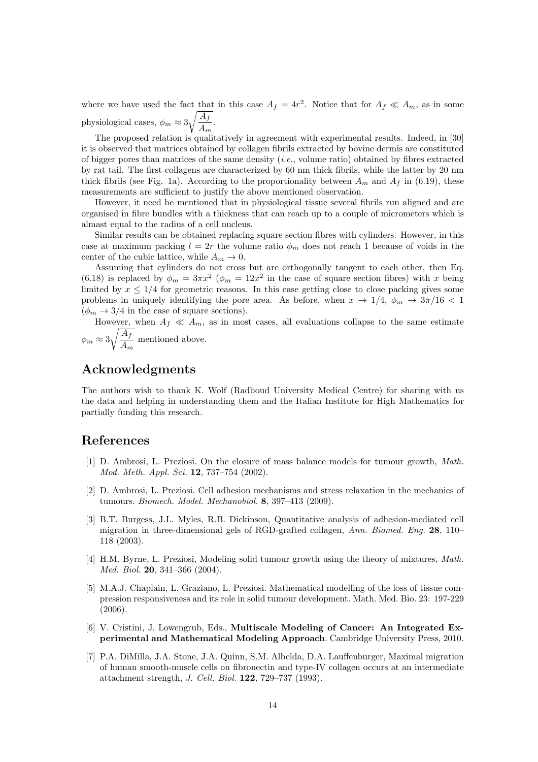where we have used the fact that in this case $A_f = 4r^2$. Notice that for $A_f \ll A_m$, as in some physiological cases, $\phi_m \approx 3\sqrt{\frac{A_f}{A_m}}$.

The proposed relation is qualitatively in agreement with experimental results. Indeed, in [30] it is observed that matrices obtained by collagen fibrils extracted by bovine dermis are constituted of bigger pores than matrices of the same density (*i.e.*, volume ratio) obtained by fibres extracted by rat tail. The first collagens are characterized by 60 nm thick fibrils, while the latter by 20 nm thick fibrils (see Fig. 1a). According to the proportionality between $A_m$ and $A_f$ in (6.19), these measurements are sufficient to justify the above mentioned observation.

However, it need be mentioned that in physiological tissue several fibrils run aligned and are organised in fibre bundles with a thickness that can reach up to a couple of micrometers which is almast equal to the radius of a cell nucleus.

Similar results can be obtained replacing square section fibres with cylinders. However, in this case at maximum packing $l = 2r$ the volume ratio $\phi_m$ does not reach 1 because of voids in the center of the cubic lattice, while $A_m \to 0$.

Assuming that cylinders do not cross but are orthogonally tangent to each other, then Eq. (6.18) is replaced by $\phi_m = 3\pi x^2$ ($\phi_m = 12x^2$ in the case of square section fibres) with $x$ being limited by $x \leq 1/4$ for geometric reasons. In this case getting close to close packing gives some problems in uniquely identifying the pore area. As before, when $x \to 1/4$, $\phi_m \to 3\pi/16 < 1$ ($\phi_m \to 3/4$ in the case of square sections).

However, when $A_f \ll A_m$, as in most cases, all evaluations collapse to the same estimate $\phi_m \approx 3\sqrt{\frac{A_f}{A_m}}$ mentioned above.

## Acknowledgments

The authors wish to thank K. Wolf (Radboud University Medical Centre) for sharing with us the data and helping in understanding them and the Italian Institute for High Mathematics for partially funding this research.

## References

[1] D. Ambrosi, L. Preziosi. On the closure of mass balance models for tumour growth, *Math. Mod. Meth. Appl. Sci.* **12**, 737–754 (2002).

[2] D. Ambrosi, L. Preziosi. Cell adhesion mechanisms and stress relaxation in the mechanics of tumours. *Biomech. Model. Mechanobiol.* **8**, 397–413 (2009).

[3] B.T. Burgess, J.L. Myles, R.B. Dickinson, Quantitative analysis of adhesion-mediated cell migration in three-dimensional gels of RGD-grafted collagen, *Ann. Biomed. Eng.* **28**, 110–118 (2003).

[4] H.M. Byrne, L. Preziosi, Modeling solid tumour growth using the theory of mixtures, *Math. Med. Biol.* **20**, 341–366 (2004).

[5] M.A.J. Chaplain, L. Graziano, L. Preziosi. Mathematical modelling of the loss of tissue compression responsiveness and its role in solid tumour development. Math. Med. Bio. 23: 197-229 (2006).

[6] V. Cristini, J. Lowengrub, Eds., **Multiscale Modeling of Cancer: An Integrated Experimental and Mathematical Modeling Approach**. Cambridge University Press, 2010.

[7] P.A. DiMilla, J.A. Stone, J.A. Quinn, S.M. Albelda, D.A. Lauffenburger, Maximal migration of human smooth-muscle cells on fibronectin and type-IV collagen occurs at an intermediate attachment strength, *J. Cell. Biol.* **122**, 729–737 (1993).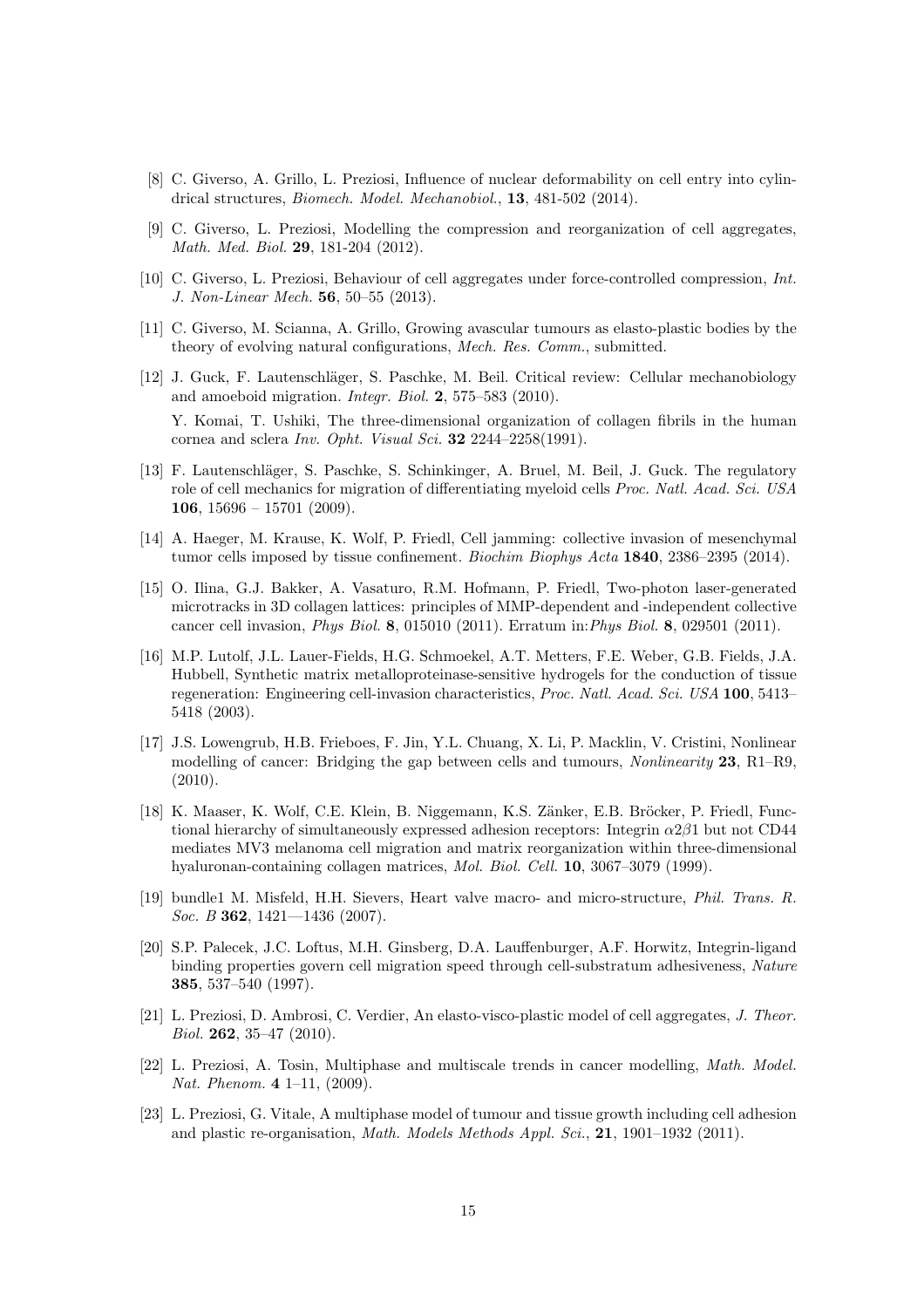[8] C. Giverso, A. Grillo, L. Preziosi, Influence of nuclear deformability on cell entry into cylindrical structures, *Biomech. Model. Mechanobiol.*, **13**, 481-502 (2014).

[9] C. Giverso, L. Preziosi, Modelling the compression and reorganization of cell aggregates, *Math. Med. Biol.* **29**, 181-204 (2012).

[10] C. Giverso, L. Preziosi, Behaviour of cell aggregates under force-controlled compression, *Int. J. Non-Linear Mech.* **56**, 50–55 (2013).

[11] C. Giverso, M. Scianna, A. Grillo, Growing avascular tumours as elasto-plastic bodies by the theory of evolving natural configurations, *Mech. Res. Comm.*, submitted.

[12] J. Guck, F. Lautenschläger, S. Paschke, M. Beil. Critical review: Cellular mechanobiology and amoeboid migration. *Integr. Biol.* **2**, 575–583 (2010).

Y. Komai, T. Ushiki, The three-dimensional organization of collagen fibrils in the human cornea and sclera *Inv. Opht. Visual Sci.* **32** 2244–2258(1991).

[13] F. Lautenschläger, S. Paschke, S. Schinkinger, A. Bruel, M. Beil, J. Guck. The regulatory role of cell mechanics for migration of differentiating myeloid cells *Proc. Natl. Acad. Sci. USA* **106**, 15696 – 15701 (2009).

[14] A. Haeger, M. Krause, K. Wolf, P. Friedl, Cell jamming: collective invasion of mesenchymal tumor cells imposed by tissue confinement. *Biochim Biophys Acta* **1840**, 2386–2395 (2014).

[15] O. Ilina, G.J. Bakker, A. Vasaturo, R.M. Hofmann, P. Friedl, Two-photon laser-generated microtracks in 3D collagen lattices: principles of MMP-dependent and -independent collective cancer cell invasion, *Phys Biol.* **8**, 015010 (2011). Erratum in:*Phys Biol.* **8**, 029501 (2011).

[16] M.P. Lutolf, J.L. Lauer-Fields, H.G. Schmoekel, A.T. Metters, F.E. Weber, G.B. Fields, J.A. Hubbell, Synthetic matrix metalloproteinase-sensitive hydrogels for the conduction of tissue regeneration: Engineering cell-invasion characteristics, *Proc. Natl. Acad. Sci. USA* **100**, 5413–5418 (2003).

[17] J.S. Lowengrub, H.B. Frieboes, F. Jin, Y.L. Chuang, X. Li, P. Macklin, V. Cristini, Nonlinear modelling of cancer: Bridging the gap between cells and tumours, *Nonlinearity* **23**, R1–R9, (2010).

[18] K. Maaser, K. Wolf, C.E. Klein, B. Niggemann, K.S. Zänker, E.B. Bröcker, P. Friedl, Functional hierarchy of simultaneously expressed adhesion receptors: Integrin $\alpha2\beta1$ but not CD44 mediates MV3 melanoma cell migration and matrix reorganization within three-dimensional hyaluronan-containing collagen matrices, *Mol. Biol. Cell.* **10**, 3067–3079 (1999).

[19] bundle1 M. Misfeld, H.H. Sievers, Heart valve macro- and micro-structure, *Phil. Trans. R. Soc. B* **362**, 1421—1436 (2007).

[20] S.P. Palecek, J.C. Loftus, M.H. Ginsberg, D.A. Lauffenburger, A.F. Horwitz, Integrin-ligand binding properties govern cell migration speed through cell-substratum adhesiveness, *Nature* **385**, 537–540 (1997).

[21] L. Preziosi, D. Ambrosi, C. Verdier, An elasto-visco-plastic model of cell aggregates, *J. Theor. Biol.* **262**, 35–47 (2010).

[22] L. Preziosi, A. Tosin, Multiphase and multiscale trends in cancer modelling, *Math. Model. Nat. Phenom.* **4** 1–11, (2009).

[23] L. Preziosi, G. Vitale, A multiphase model of tumour and tissue growth including cell adhesion and plastic re-organisation, *Math. Models Methods Appl. Sci.*, **21**, 1901–1932 (2011).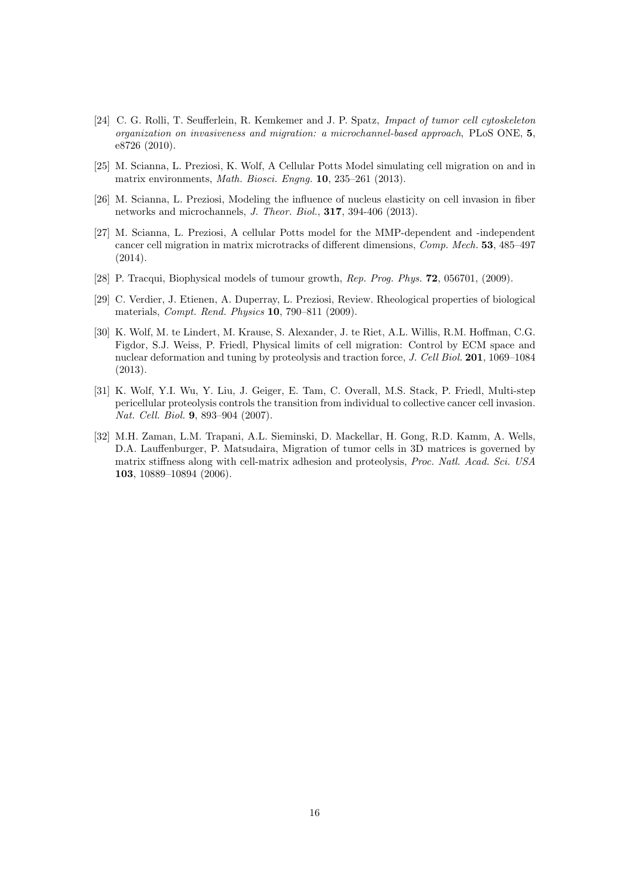[24] C. G. Rolli, T. Seufferlein, R. Kemkemer and J. P. Spatz, *Impact of tumor cell cytoskeleton organization on invasiveness and migration: a microchannel-based approach*, PLoS ONE, **5**, e8726 (2010).

[25] M. Scianna, L. Preziosi, K. Wolf, A Cellular Potts Model simulating cell migration on and in matrix environments, *Math. Biosci. Engng.* **10**, 235–261 (2013).

[26] M. Scianna, L. Preziosi, Modeling the influence of nucleus elasticity on cell invasion in fiber networks and microchannels, *J. Theor. Biol.*, **317**, 394-406 (2013).

[27] M. Scianna, L. Preziosi, A cellular Potts model for the MMP-dependent and -independent cancer cell migration in matrix microtracks of different dimensions, *Comp. Mech.* **53**, 485–497 (2014).

[28] P. Tracqui, Biophysical models of tumour growth, *Rep. Prog. Phys.* **72**, 056701, (2009).

[29] C. Verdier, J. Etienen, A. Duperray, L. Preziosi, Review. Rheological properties of biological materials, *Compt. Rend. Physics* **10**, 790–811 (2009).

[30] K. Wolf, M. te Lindert, M. Krause, S. Alexander, J. te Riet, A.L. Willis, R.M. Hoffman, C.G. Figdor, S.J. Weiss, P. Friedl, Physical limits of cell migration: Control by ECM space and nuclear deformation and tuning by proteolysis and traction force, *J. Cell Biol.* **201**, 1069–1084 (2013).

[31] K. Wolf, Y.I. Wu, Y. Liu, J. Geiger, E. Tam, C. Overall, M.S. Stack, P. Friedl, Multi-step pericellular proteolysis controls the transition from individual to collective cancer cell invasion. *Nat. Cell. Biol.* **9**, 893–904 (2007).

[32] M.H. Zaman, L.M. Trapani, A.L. Sieminski, D. Mackellar, H. Gong, R.D. Kamm, A. Wells, D.A. Lauffenburger, P. Matsudaira, Migration of tumor cells in 3D matrices is governed by matrix stiffness along with cell-matrix adhesion and proteolysis, *Proc. Natl. Acad. Sci. USA* **103**, 10889–10894 (2006).